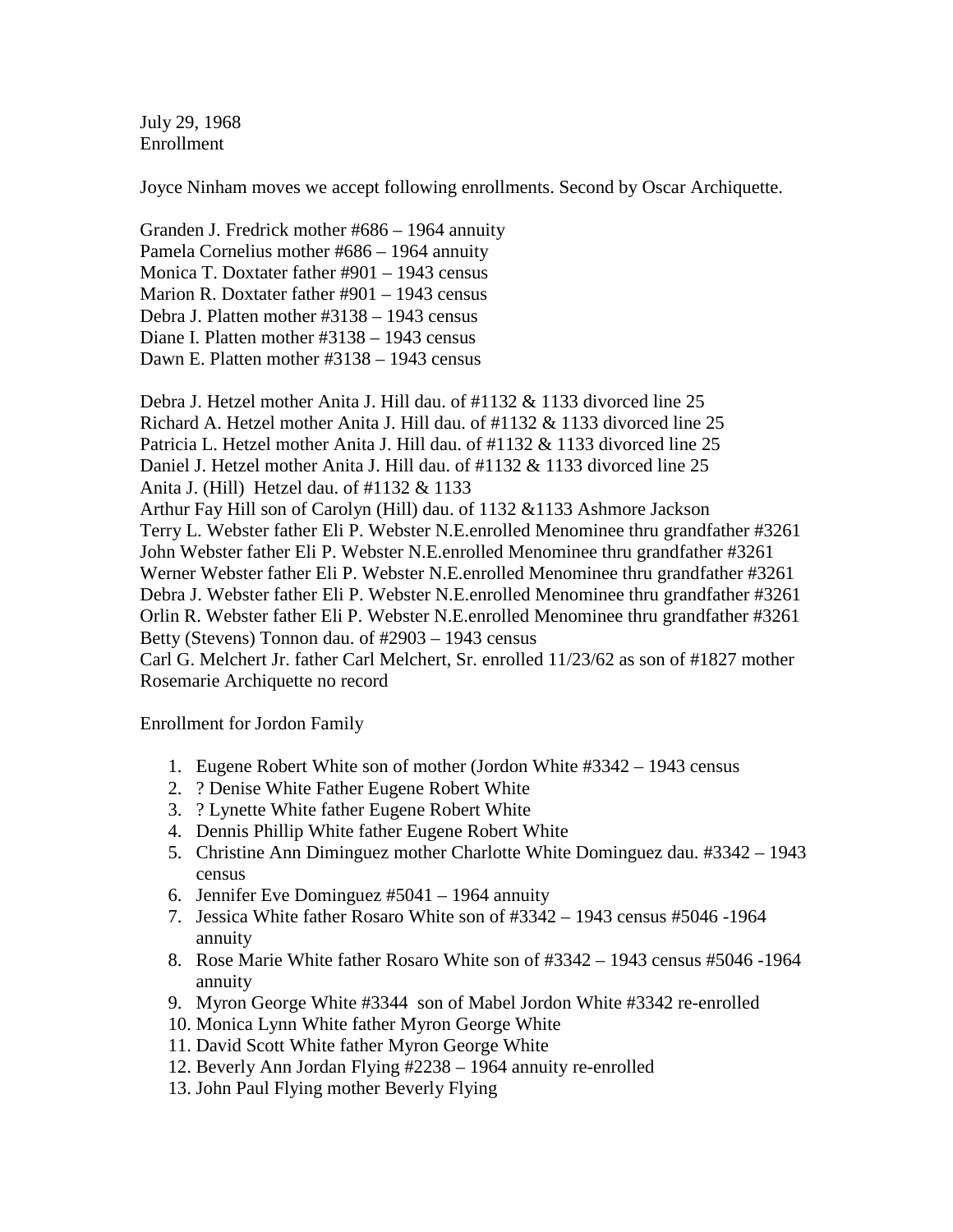July 29, 1968
Enrollment

Joyce Ninham moves we accept following enrollments. Second by Oscar Archiquette.

Granden J. Fredrick mother #686 – 1964 annuity
Pamela Cornelius mother #686 – 1964 annuity
Monica T. Doxtater father #901 – 1943 census
Marion R. Doxtater father #901 – 1943 census
Debra J. Platten mother #3138 – 1943 census
Diane I. Platten mother #3138 – 1943 census
Dawn E. Platten mother #3138 – 1943 census

Debra J. Hetzel mother Anita J. Hill dau. of #1132 & 1133 divorced line 25
Richard A. Hetzel mother Anita J. Hill dau. of #1132 & 1133 divorced line 25
Patricia L. Hetzel mother Anita J. Hill dau. of #1132 & 1133 divorced line 25
Daniel J. Hetzel mother Anita J. Hill dau. of #1132 & 1133 divorced line 25
Anita J. (Hill) Hetzel dau. of #1132 & 1133
Arthur Fay Hill son of Carolyn (Hill) dau. of 1132 &1133 Ashmore Jackson
Terry L. Webster father Eli P. Webster N.E.enrolled Menominee thru grandfather #3261
John Webster father Eli P. Webster N.E.enrolled Menominee thru grandfather #3261
Werner Webster father Eli P. Webster N.E.enrolled Menominee thru grandfather #3261
Debra J. Webster father Eli P. Webster N.E.enrolled Menominee thru grandfather #3261
Orlin R. Webster father Eli P. Webster N.E.enrolled Menominee thru grandfather #3261
Betty (Stevens) Tonnon dau. of #2903 – 1943 census
Carl G. Melchert Jr. father Carl Melchert, Sr. enrolled 11/23/62 as son of #1827 mother Rosemarie Archiquette no record

Enrollment for Jordon Family

1. Eugene Robert White son of mother (Jordon White #3342 – 1943 census
2. ? Denise White Father Eugene Robert White
3. ? Lynette White father Eugene Robert White
4. Dennis Phillip White father Eugene Robert White
5. Christine Ann Diminguez mother Charlotte White Dominguez dau. #3342 – 1943 census
6. Jennifer Eve Dominguez #5041 – 1964 annuity
7. Jessica White father Rosaro White son of #3342 – 1943 census #5046 -1964 annuity
8. Rose Marie White father Rosaro White son of #3342 – 1943 census #5046 -1964 annuity
9. Myron George White #3344 son of Mabel Jordon White #3342 re-enrolled
10. Monica Lynn White father Myron George White
11. David Scott White father Myron George White
12. Beverly Ann Jordan Flying #2238 – 1964 annuity re-enrolled
13. John Paul Flying mother Beverly Flying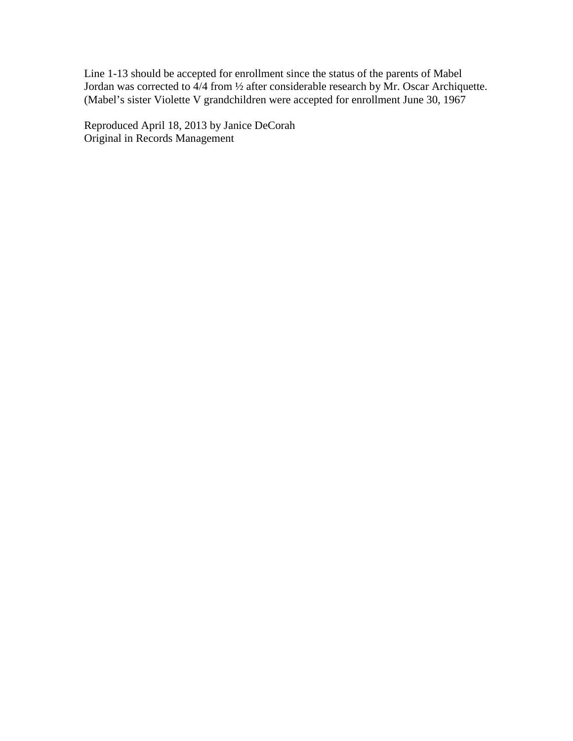Line 1-13 should be accepted for enrollment since the status of the parents of Mabel Jordan was corrected to 4/4 from ½ after considerable research by Mr. Oscar Archiquette. (Mabel's sister Violette V grandchildren were accepted for enrollment June 30, 1967

Reproduced April 18, 2013 by Janice DeCorah
Original in Records Management